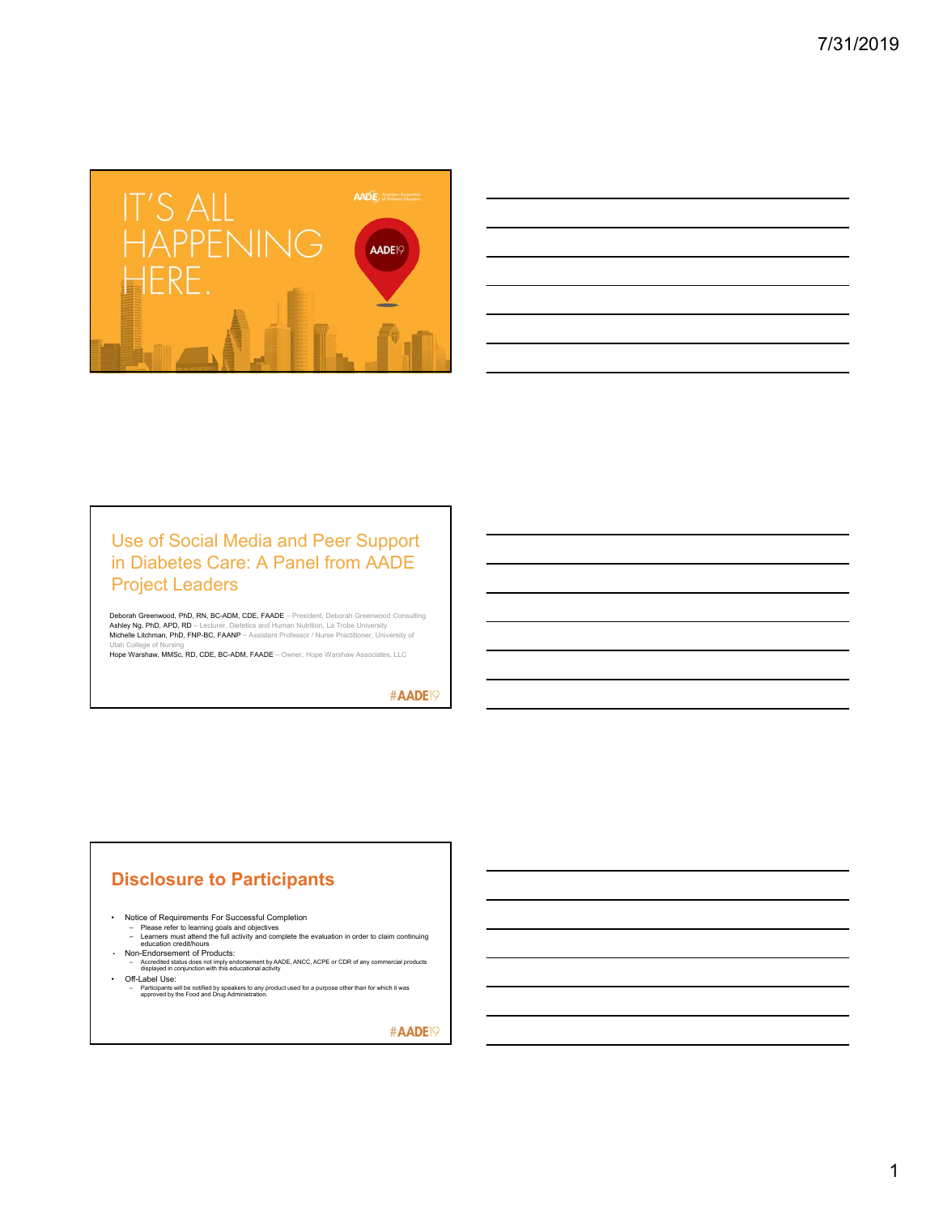IT'S ALL HAPPENING HERE.

AADE19

## Use of Social Media and Peer Support in Diabetes Care: A Panel from AADE Project Leaders

Deborah Greenwood, PhD, RN, BC-ADM, CDE, FAADE – President, Deborah Greenwood Consulting
Ashley Ng, PhD, APD, RD – Lecturer, Dietetics and Human Nutrition, La Trobe University
Michelle Litchman, PhD, FNP-BC, FAANP – Assistant Professor / Nurse Practitioner, University of Utah College of Nursing
Hope Warshaw, MMSc, RD, CDE, BC-ADM, FAADE – Owner, Hope Warshaw Associates, LLC

#AADE19

## Disclosure to Participants

- Notice of Requirements For Successful Completion
  - Please refer to learning goals and objectives
  - Learners must attend the full activity and complete the evaluation in order to claim continuing education credit/hours
- Non-Endorsement of Products:
  - Accredited status does not imply endorsement by AADE, ANCC, ACPE or CDR of any commercial products displayed in conjunction with this educational activity
- Off-Label Use:
  - Participants will be notified by speakers to any product used for a purpose other than for which it was approved by the Food and Drug Administration.

#AADE19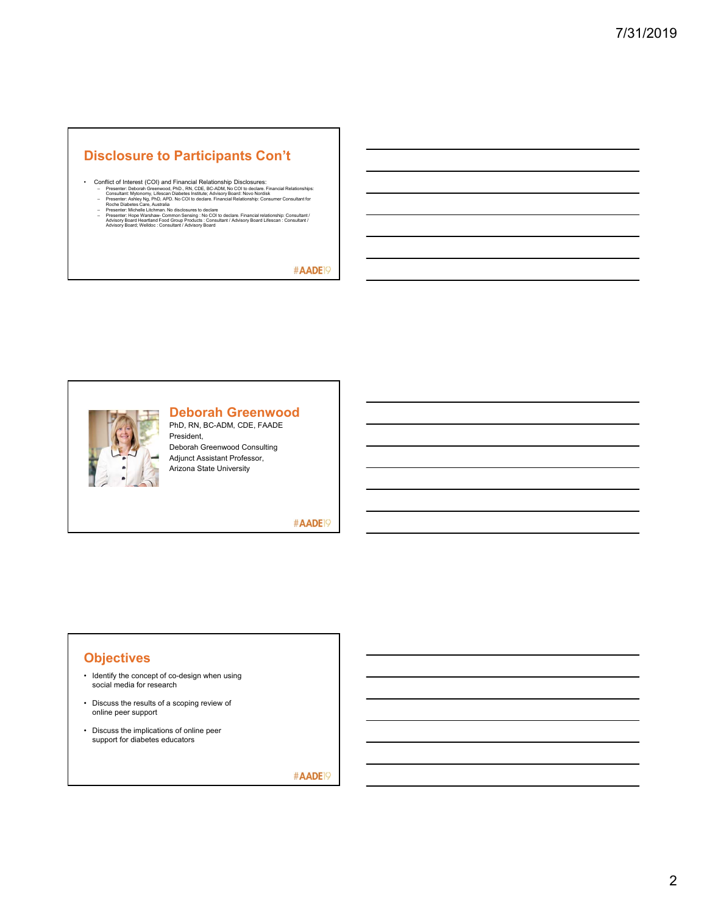## Disclosure to Participants Con't

- Conflict of Interest (COI) and Financial Relationship Disclosures:
  - Presenter: Deborah Greenwood, PhD., RN, CDE, BC-ADM, No COI to declare. Financial Relationships: Consultant: Mytonomy, Lifescan Diabetes Institute; Advisory Board: Novo Nordisk
  - Presenter: Ashley Ng, PhD, APD. No COI to declare. Financial Relationship: Consumer Consultant for Roche Diabetes Care, Australia
  - Presenter: Michelle Litchman. No disclosures to declare
  - Presenter: Hope Warshaw- Common Sensing : No COI to declare. Financial relationship: Consultant / Advisory Board Heartland Food Group Products : Consultant / Advisory Board Lifescan : Consultant / Advisory Board; Welldoc : Consultant / Advisory Board

#AADE19

## Deborah Greenwood

PhD, RN, BC-ADM, CDE, FAADE
President,
Deborah Greenwood Consulting
Adjunct Assistant Professor,
Arizona State University

#AADE19

## Objectives

- Identify the concept of co-design when using social media for research
- Discuss the results of a scoping review of online peer support
- Discuss the implications of online peer support for diabetes educators

#AADE19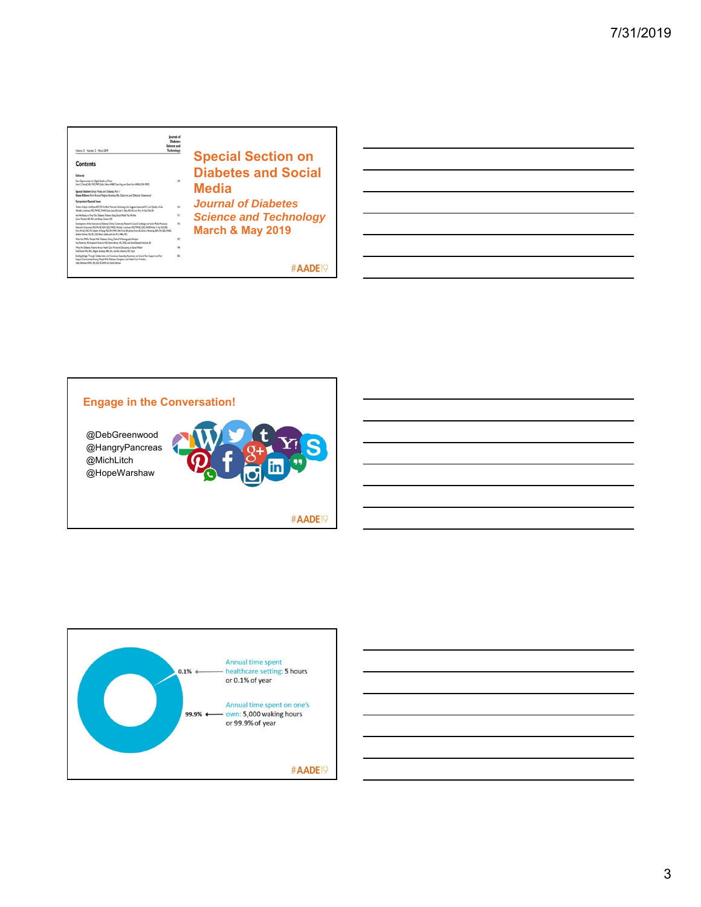## Special Section on Diabetes and Social Media

***Journal of Diabetes Science and Technology***

**March & May 2019**

#AADE19

---

## Engage in the Conversation!

@DebGreenwood
@HangryPancreas
@MichLitch
@HopeWarshaw

#AADE19

---

0.1% — Annual time spent healthcare setting: 5 hours or 0.1% of year

99.9% — Annual time spent on one's own: 5,000 waking hours or 99.9% of year

#AADE19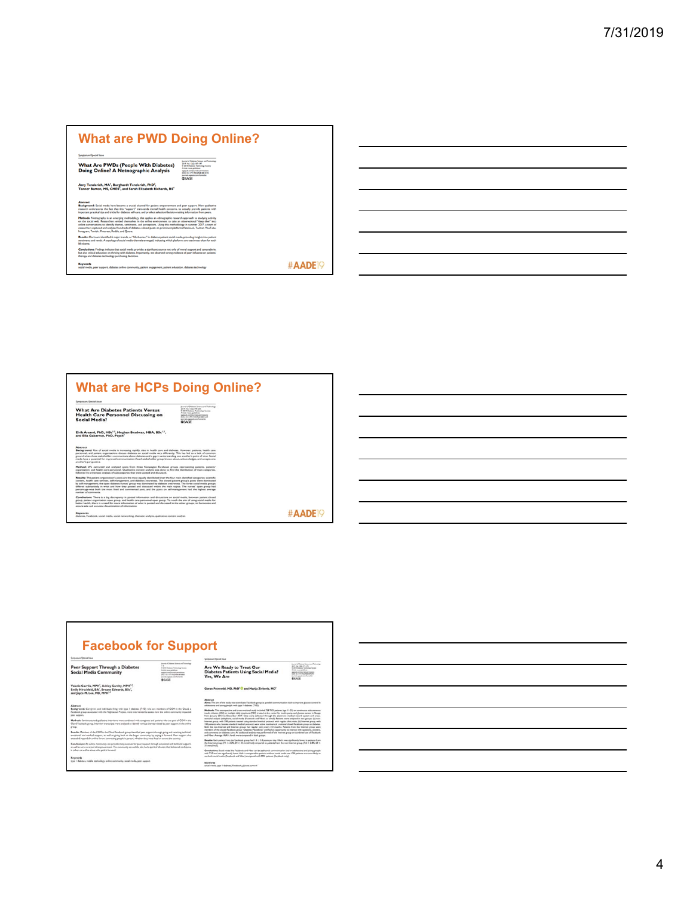## What are PWD Doing Online?

Symposium/Special Issue

**What Are PWDs (People With Diabetes) Doing Online? A Netnographic Analysis**

Amy Tenderich, MA[1], Burghardt Tenderich, PhD[2], Tanner Barton, MS, CHES[3], and Sarah Elizabeth Richards, BS[4]

**Abstract**

**Background:** Social media have become a crucial channel for patient empowerment and peer support. New qualitative research underscores the fact that this "support" transcends mental health concerns, to actually provide patients with important practical tips and tricks for diabetes self-care, and product selection/decision-making information from peers.

**Methods:** Netnography is an emerging methodology that applies an ethnographic research approach to studying activity on the social web. Researchers embed themselves in the online environment to take an observational "deep dive" into online conversations to identify themes, sentiments, and perceptions. Using this methodology in summer 2017, a team of researchers captured and analyzed hundreds of diabetes-related posts on prominent platforms Facebook, Twitter, YouTube, Instagram, Tumblr, Pinterest, Reddit, and Quora.

**Results:** Our team identified 6 major trends, or "life themes," in diabetes patient social media, providing insights into patient sentiments and needs. A topology of social media channels emerged, indicating which platforms are used most often for each life theme.

**Conclusions:** Findings indicate that social media provides a significant source not only of moral support and camaraderie, but also critical education on thriving with diabetes. Importantly, we observed strong evidence of peer influence on patients' therapy and diabetes technology purchasing decisions.

**Keywords**
social media, peer support, diabetes online community, patient engagement, patient education, diabetes technology

#AADE19

## What are HCPs Doing Online?

Symposium/Special Issue

**What Are Diabetes Patients Versus Health Care Personnel Discussing on Social Media?**

Eirik Årsand, PhD, MSc[1,2], Meghan Bradway, MBA, BSc[1,2], and Elia Gabarron, PhD, Psych[1]

**Abstract**

**Background:** Use of social media is increasing rapidly, also in health care and diabetes. However, patients, health care personnel, and patient organizations discuss diabetes on social media very differently. This has led to a lack of common ground when these stakeholders communicate about diabetes and a gap in understanding one another's point of view. Social media have a potential for improved communication if each stakeholder group knows about, acknowledges, and accepts one another's perspective.

**Method:** We extracted and analyzed posts from three Norwegian Facebook groups representing patients, patients' organization, and health care personnel. Qualitative content analysis was done to find the distribution of main categories, followed by a thematic analysis of subcategories that were posted and discussed.

**Results:** The patient organization's posts are the more equally distributed over the four main identified categories: scientific content, health care services, self-management, and diabetes awareness. The closed patient group's posts were dominated by self-management; the open diabetes nurses' group was dominated by diabetes awareness. The three social media groups differed substantially in what and how they posted and discussed within the main topics. The nurses' open group had percentage-wise both the most liked and commented posts, and the posts on self-management had the highest average number of comments.

**Conclusions:** There is a big discrepancy in posted information and discussions on social media, between patient closed group, patient organization open group, and health care personnel open group. To reach the aim of using social media for better health, there is a need for more information of what is posted and discussed in the other groups, to harmonize and ensure safe and accurate dissemination of information.

**Keywords**
diabetes, Facebook, social media, social networking, thematic analysis, qualitative content analysis

#AADE19

## Facebook for Support

Symposium/Special Issue

**Peer Support Through a Diabetes Social Media Community**

Valerie Gavrila, MPH[1], Ashley Garrity, MPH[1], Emily Hirschfeld, BA[1], Breann Edwards, BSc[1], and Joyce M. Lee, MD, MPH[1,2]

**Abstract**

**Background:** Caregivers and individuals living with type 1 diabetes (T1D) who are members of CGM in the Cloud, a Facebook group associated with the Nightscout Project, were interviewed to assess how the online community regarded peer support.

**Methods:** Semistructured qualitative interviews were conducted with caregivers and patients who are part of CGM in the Cloud Facebook group. Interview transcripts were analyzed to identify various themes related to peer support in the online group.

**Results:** Members of the CGM in the Cloud Facebook group identified peer support through giving and receiving technical, emotional, and medical support, as well as giving back to the larger community by paying it forward. Peer support also extended beyond the online forum, connecting people in person, whether they were local or across the country.

**Conclusions:** An online community can provide many avenues for peer support through emotional and technical support, as well as serve as a tool of empowerment. The community as a whole also had a spirit of altruism that bolstered confidence in others as well as those who paid it forward.

**Keywords**
type 1 diabetes, mobile technology, online community, social media, peer support

Symposium/Special Issue

**Are We Ready to Treat Our Diabetes Patients Using Social Media? Yes, We Are**

Goran Petrovski, MD, PhD[1] and Marija Zivkovic, MD[1]

**Abstract**

**Aims:** The aim of the study was to evaluate Facebook group as possible communication tool to improve glucose control in adolescents and young people with type 1 diabetes (T1D).

**Methods:** This retrospective and cross-sectional study included 728 T1D patients (age 11-25) on continuous subcutaneous insulin infusion (CSII) or multiple daily injections (MDI) treated at the center for insulin pump and glucose sensor in Skopje from January 2013 to December 2017. Data were collected through the electronic medical record system and cross-sectional analysis (telephone, social media (Facebook and Viber) or email). Patients were analyzed in two groups: (a) non-Internet group, with 398 patients treated using standard medical protocol with regular office visits; (b) Internet group, with 330 patients who, besides standard medical protocol, were active members of a national closed Facebook group on diabetes. Both the non-Internet and Internet groups had regular visits every 3-6 months. Patients from the Internet group were members of the closed Facebook group "Diabetes Macedonia" and had an opportunity to interact with questions, answers, and comments on diabetes care. An additional analysis was performed of the Internet group on combined use of Facebook and Viber. Average HbA1c levels were compared in both groups.

**Results:** Each patient from the Facebook group had 1.8 ± 1.5 posts per day. HbA1c was significantly lower in patients from the Internet group (7.1 ± 2.2%, 54 ± 35 mmol/mol) compared to patients from the non-Internet group (7.8 ± 2.8%, 60 ± 31 mmol/mol).

**Conclusions:** Social media like Facebook and Viber can be additional communication tool in adolescents and young people with T1D and can significantly lower HbA1c compared to patients without social media use. CSII patients are more likely to use both social media (Facebook and Viber) compared with MDI patients (Facebook only).

**Keywords**
social media, type 1 diabetes, Facebook, glucose control

#AADE19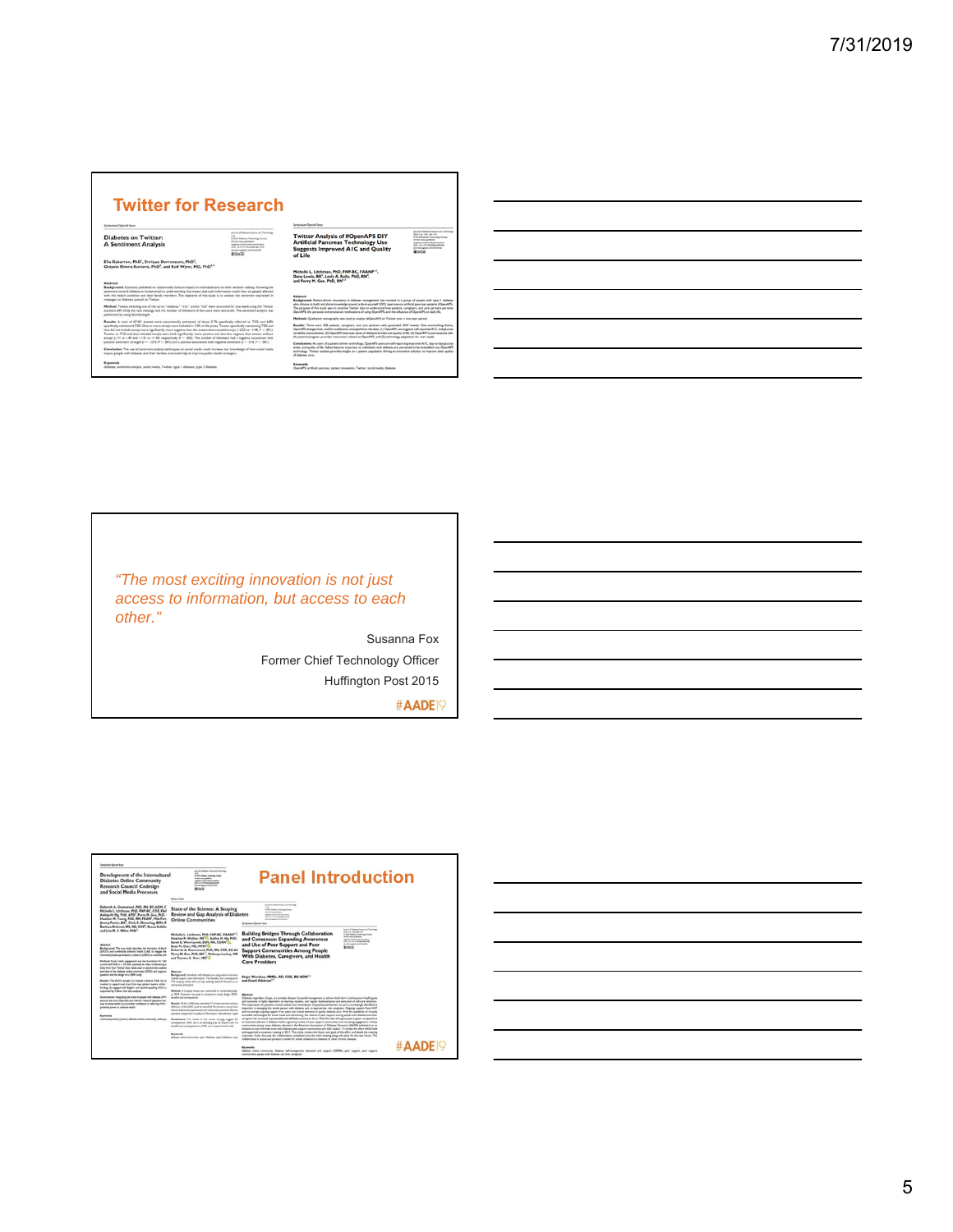## Twitter for Research

**Diabetes on Twitter: A Sentiment Analysis**

**Twitter Analysis of #OpenAPS DIY Artificial Pancreas Technology Use Suggests Improved A1C and Quality of Life**

---

*"The most exciting innovation is not just access to information, but access to each other."*

Susanna Fox

Former Chief Technology Officer

Huffington Post 2015

#AADE19

---

## Panel Introduction

**Development of the Intercultural Diabetes Online Community Research Council: Codesign and Social Media Processes**

**State of the Science: A Scoping Review and Gap Analysis of Diabetes Online Communities**

**Building Bridges Through Collaboration and Consensus: Expanding Awareness and Use of Peer Support and Peer Support Communities Among People With Diabetes, Caregivers, and Health Care Providers**

#AADE19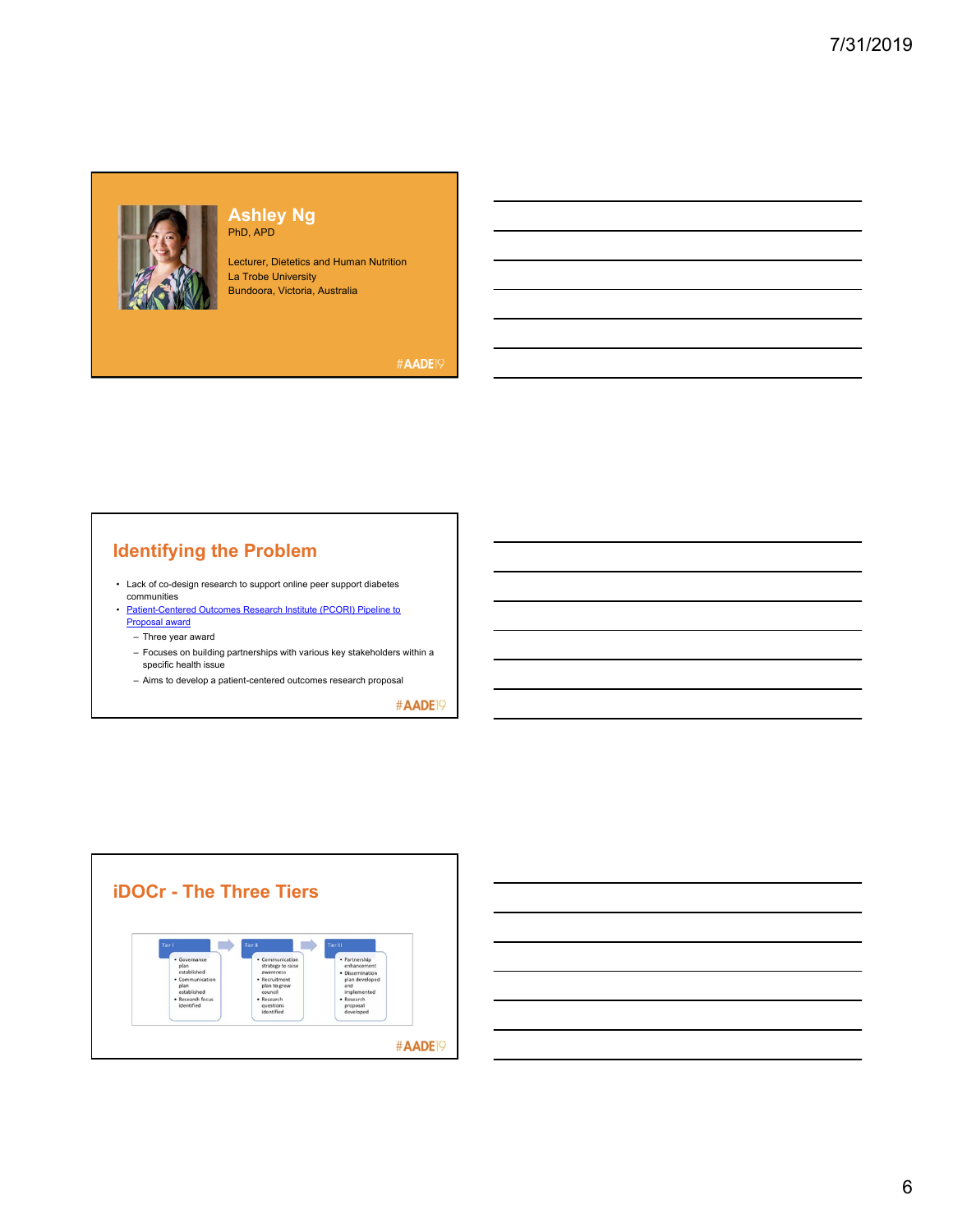## Ashley Ng

PhD, APD

Lecturer, Dietetics and Human Nutrition
La Trobe University
Bundoora, Victoria, Australia

#AADE19

## Identifying the Problem

- Lack of co-design research to support online peer support diabetes communities
- Patient-Centered Outcomes Research Institute (PCORI) Pipeline to Proposal award
  - Three year award
  - Focuses on building partnerships with various key stakeholders within a specific health issue
  - Aims to develop a patient-centered outcomes research proposal

#AADE19

## iDOCr - The Three Tiers

**Tier I**
- Governance plan established
- Communication plan established
- Research focus identified

**Tier II**
- Communication strategy to raise awareness
- Recruitment plan to grow council
- Research questions identified

**Tier III**
- Partnership enhancement
- Dissemination plan developed and implemented
- Research proposal developed

#AADE19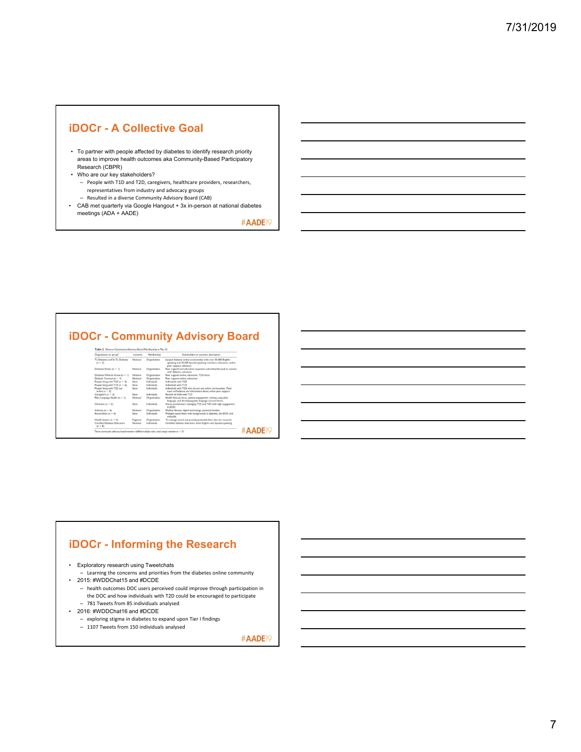## iDOCr - A Collective Goal

- To partner with people affected by diabetes to identify research priority areas to improve health outcomes aka Community-Based Participatory Research (CBPR)
- Who are our key stakeholders?
  - People with T1D and T2D, caregivers, healthcare providers, researchers, representatives from industry and advocacy groups
  - Resulted in a diverse Community Advisory Board (CAB)
- CAB met quarterly via Google Hangout + 3x in-person at national diabetes meetings (ADA + AADE)

#AADE19

## iDOCr - Community Advisory Board

Table 2. Diverse Community Advisory Board Membership in Tier III.

| Organization or group* | Location | Membership | Stakeholders or partners description |
|---|---|---|---|
| Tu Diabetes and Es Tu Diabetes (n = 2) | National | Organization | Largest diabetes online communities with over 50,000 English-speaking and 30,000 Spanish-speaking members; education, online peer support, advocacy |
| Diabetes Sisters (n = 1) | National | Organization | Peer support and education in-person and online focused on women with diabetes; advocacy |
| Diabetes What to Know (n = 1) | National | Organization | Peer support online, education, T2D focus |
| Diabetic Connect (n = 1) | National | Organization | Peer support online, education |
| People living with T2D (n = 3) | State | Individuals | Individuals with T2D |
| People living with T1D (n = 6) | State | Individuals | Individuals with T1D |
| People living with T2D not online (n = 2) | State | Individuals | Individuals with T2D who do not use online communities. Their input will balance the information about online peer support. |
| Caregivers (n = 2) | State | Individuals | Parents of child with T1D |
| Plain Language Health (n = 1) | National | Organization | Health literacy focus, patient engagement, writing using plain language, and developing plain language consent forms. |
| Clinicians (n = 2) | State | Individuals | Nurse practitioners managing T1D and T2D with high engagement in DOC |
| Industry (n = 4) | National | Organization | Medical devices, digital technology, potential funders |
| Researchers (n = 6) | State | Individuals | Multiple researchers with backgrounds in diabetes, the DOC and mHealth |
| Health System (n = 2) | Regional | Organization | To manage award and provide potential clinic sites for research |
| Certified Diabetes Educators (n = 8) | National | Individuals | Certified diabetes educators, both English- and Spanish-speaking |

*Some community advisory board members fulfilled multiple roles; total unique members = 27.

#AADE19

## iDOCr - Informing the Research

- Exploratory research using Tweetchats
  - Learning the concerns and priorities from the diabetes online community
- 2015: #WDDChat15 and #DCDE
  - health outcomes DOC users perceived could improve through participation in the DOC and how individuals with T2D could be encouraged to participate
  - 781 Tweets from 85 individuals analysed
- 2016: #WDDChat16 and #DCDE
  - exploring stigma in diabetes to expand upon Tier I findings
  - 1107 Tweets from 150 individuals analysed

#AADE19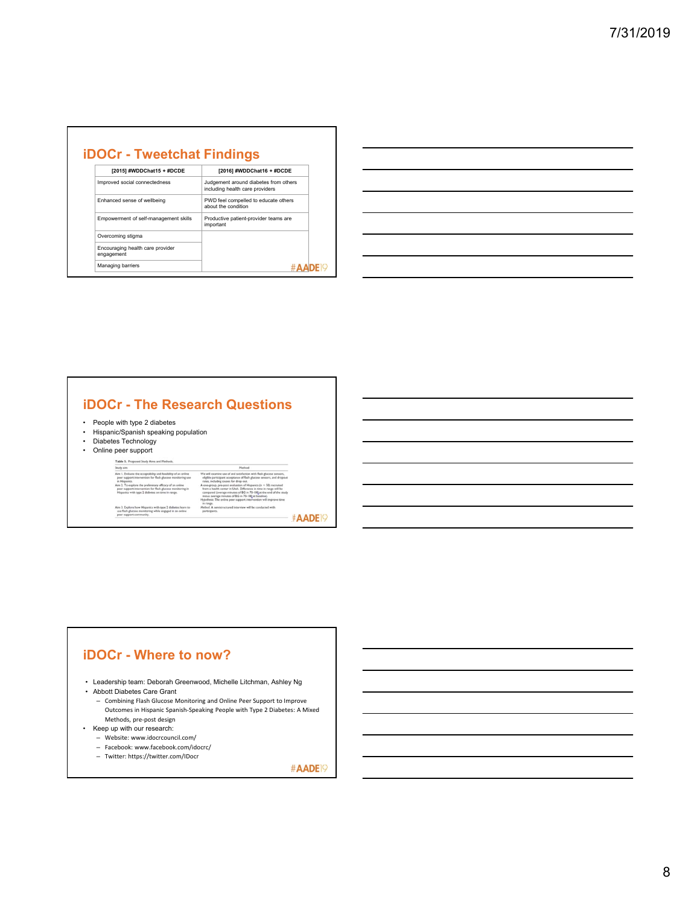## iDOCr - Tweetchat Findings

| [2015] #WDDChat15 + #DCDE | [2016] #WDDChat16 + #DCDE |
|---|---|
| Improved social connectedness | Judgement around diabetes from others including health care providers |
| Enhanced sense of wellbeing | PWD feel compelled to educate others about the condition |
| Empowerment of self-management skills | Productive patient-provider teams are important |
| Overcoming stigma | |
| Encouraging health care provider engagement | |
| Managing barriers | |

#AADE19

## iDOCr - The Research Questions

- People with type 2 diabetes
- Hispanic/Spanish speaking population
- Diabetes Technology
- Online peer support

Table 1. Proposed Study Aims and Methods.

| Study aim | Method |
|---|---|
| Aim 1. Evaluate the acceptability and feasibility of an online peer support intervention for flash glucose monitoring use in Hispanics. | We will examine use of and satisfaction with flash glucose sensors, eligible participant acceptance of flash glucose sensors, and dropout rates, including causes for drop out. |
| Aim 2. To explore the preliminary efficacy of an online peer support intervention for flash glucose monitoring in Hispanics with type 2 diabetes on time in range. | A one-group, pre-post evaluation of Hispanics (n = 50) recruited from a health center in Utah. Difference in time in range will be compared (average minutes of BG in 70-180 at the end of the study minus average minutes of BG in 70-180 at baseline). Hypothesis: The online peer support intervention will improve time in range. |
| Aim 3. Explore how Hispanics with type 2 diabetes learn to use flash glucose monitoring while engaged in an online peer support community. | Method: A semistructured interview will be conducted with participants. |

#AADE19

## iDOCr - Where to now?

- Leadership team: Deborah Greenwood, Michelle Litchman, Ashley Ng
- Abbott Diabetes Care Grant
  - Combining Flash Glucose Monitoring and Online Peer Support to Improve Outcomes in Hispanic Spanish-Speaking People with Type 2 Diabetes: A Mixed Methods, pre-post design
- Keep up with our research:
  - Website: www.idocrcouncil.com/
  - Facebook: www.facebook.com/idocrc/
  - Twitter: https://twitter.com/IDocr

#AADE19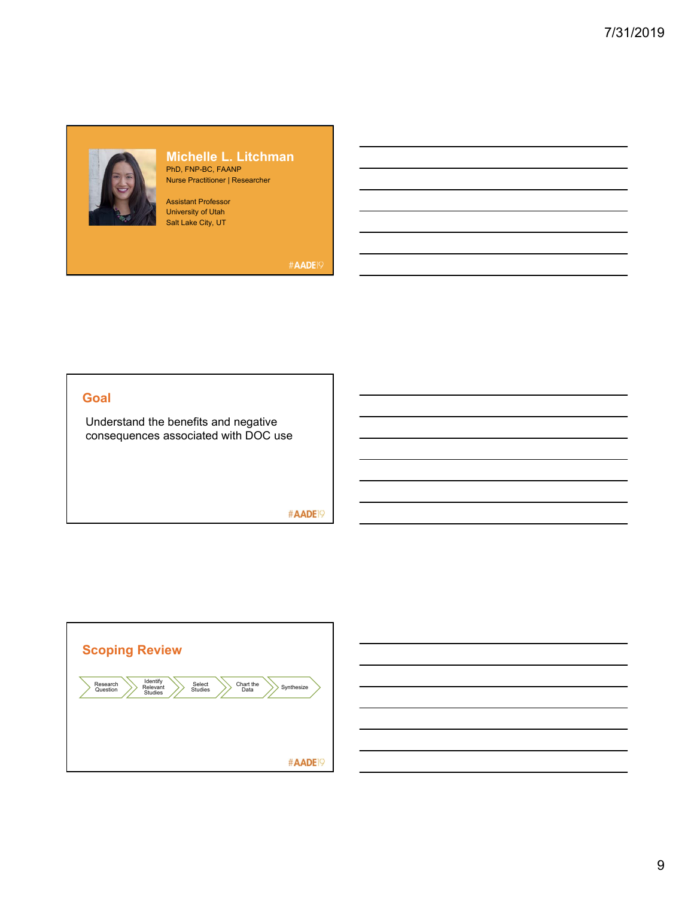## Michelle L. Litchman

PhD, FNP-BC, FAANP
Nurse Practitioner | Researcher

Assistant Professor
University of Utah
Salt Lake City, UT

#AADE19

## Goal

Understand the benefits and negative consequences associated with DOC use

#AADE19

## Scoping Review

Research Question → Identify Relevant Studies → Select Studies → Chart the Data → Synthesize

#AADE19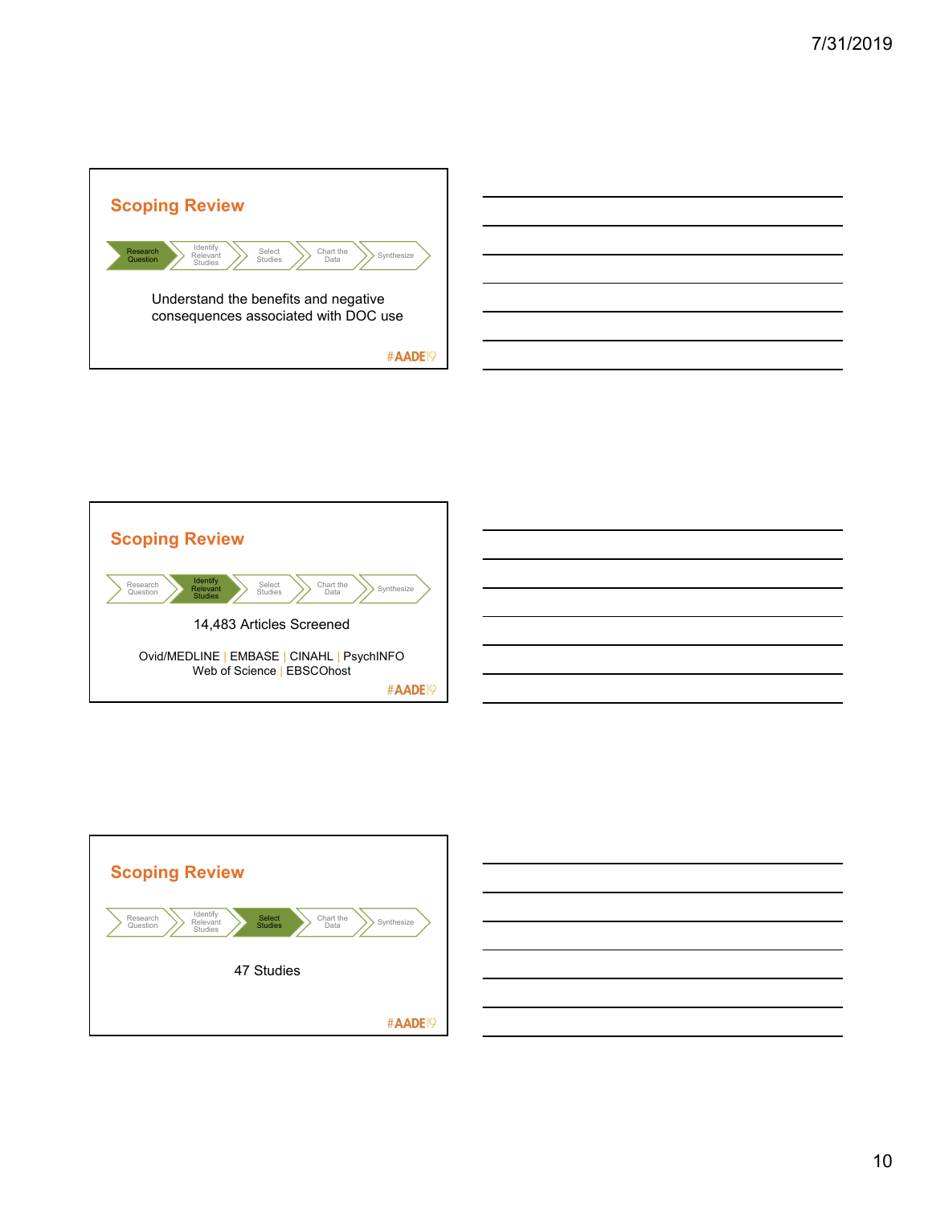## Scoping Review

Research Question › Identify Relevant Studies › Select Studies › Chart the Data › Synthesize

Understand the benefits and negative consequences associated with DOC use

#AADE19

## Scoping Review

Research Question › Identify Relevant Studies › Select Studies › Chart the Data › Synthesize

14,483 Articles Screened

Ovid/MEDLINE | EMBASE | CINAHL | PsychINFO
Web of Science | EBSCOhost

#AADE19

## Scoping Review

Research Question › Identify Relevant Studies › Select Studies › Chart the Data › Synthesize

47 Studies

#AADE19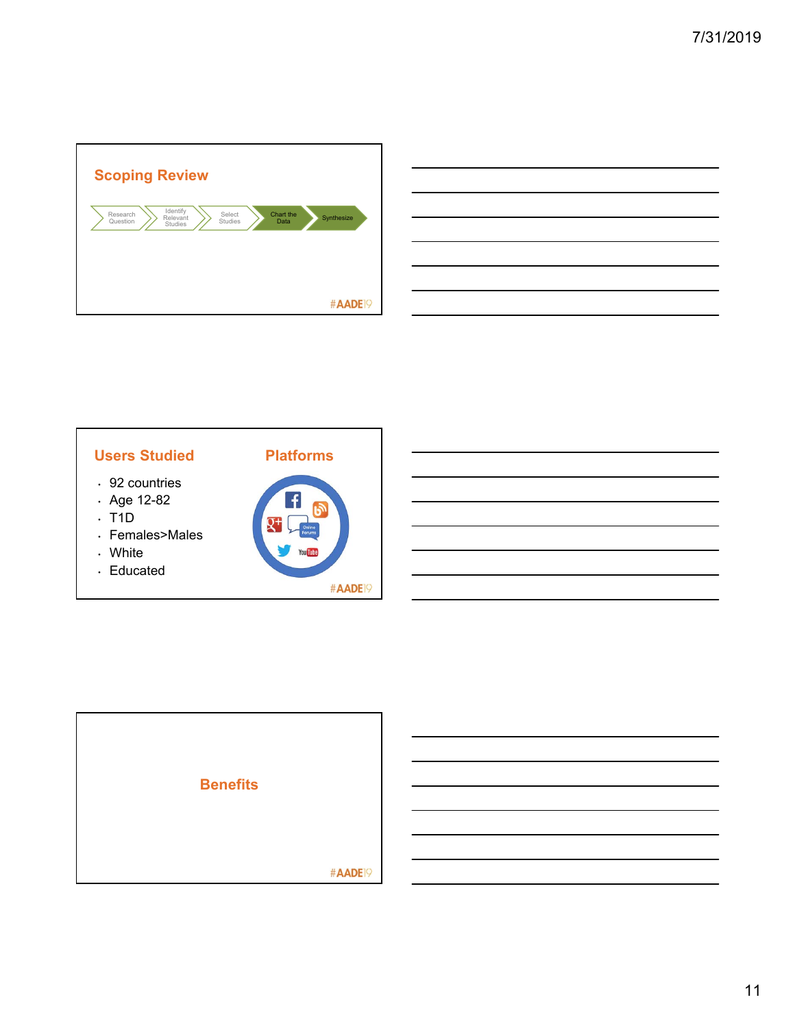## Scoping Review

Research Question → Identify Relevant Studies → Select Studies → Chart the Data → Synthesize

#AADE19

## Users Studied

- 92 countries
- Age 12-82
- T1D
- Females>Males
- White
- Educated

## Platforms

Online Forums

#AADE19

## Benefits

#AADE19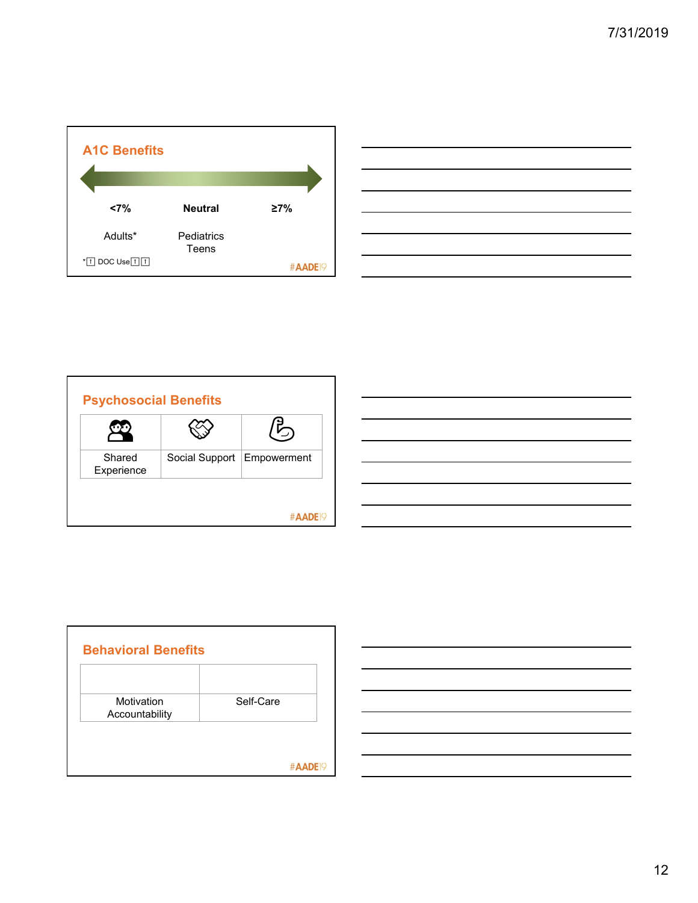## A1C Benefits

| <7% | Neutral | ≥7% |
|---|---|---|
| Adults* | Pediatrics<br>Teens | |

*⬆ DOC Use⬆⬆

#AADE19

## Psychosocial Benefits

| Shared Experience | Social Support | Empowerment |
|---|---|---|

#AADE19

## Behavioral Benefits

| Motivation<br>Accountability | Self-Care |
|---|---|

#AADE19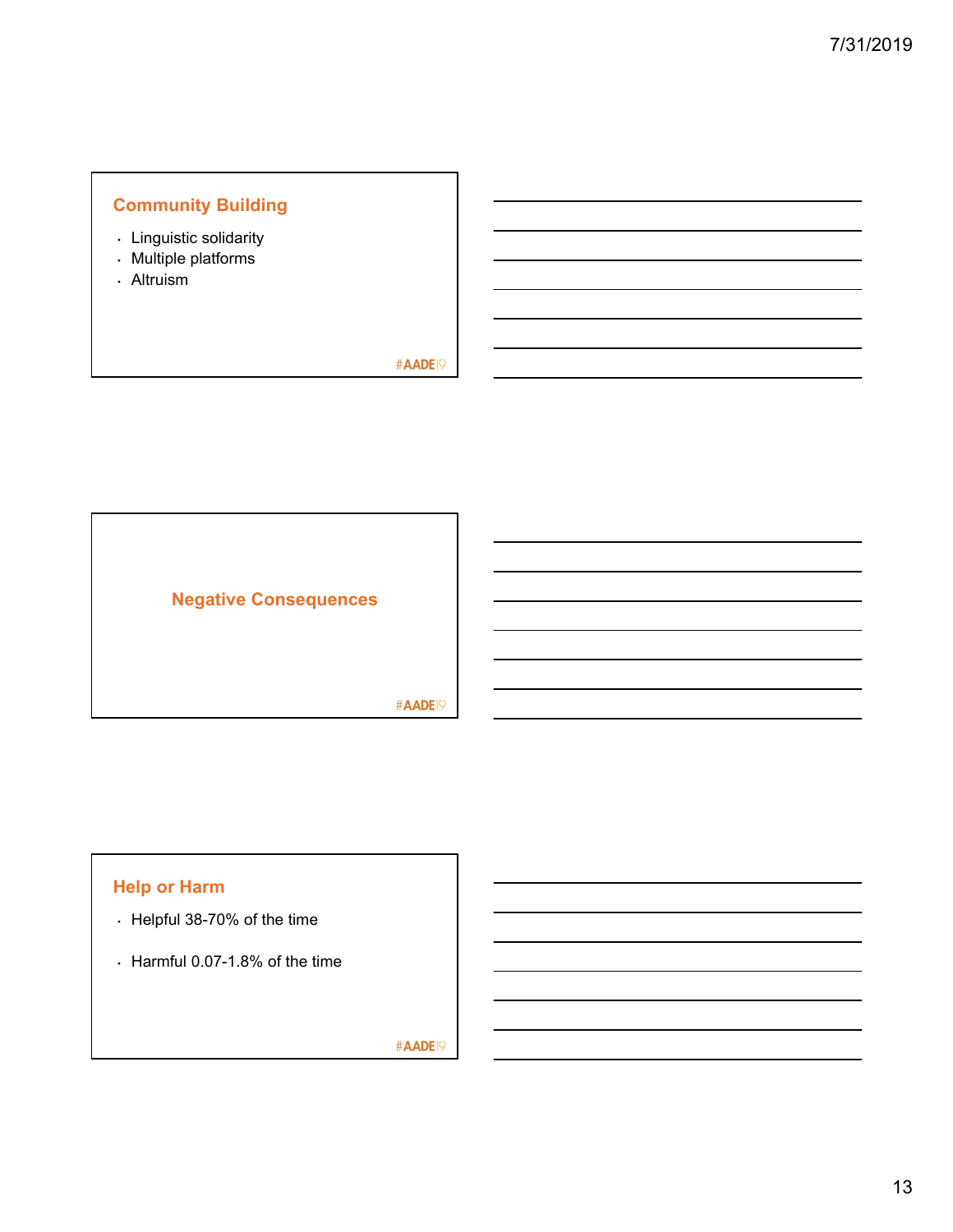## Community Building

- Linguistic solidarity
- Multiple platforms
- Altruism

#AADE19

## Negative Consequences

#AADE19

## Help or Harm

- Helpful 38-70% of the time
- Harmful 0.07-1.8% of the time

#AADE19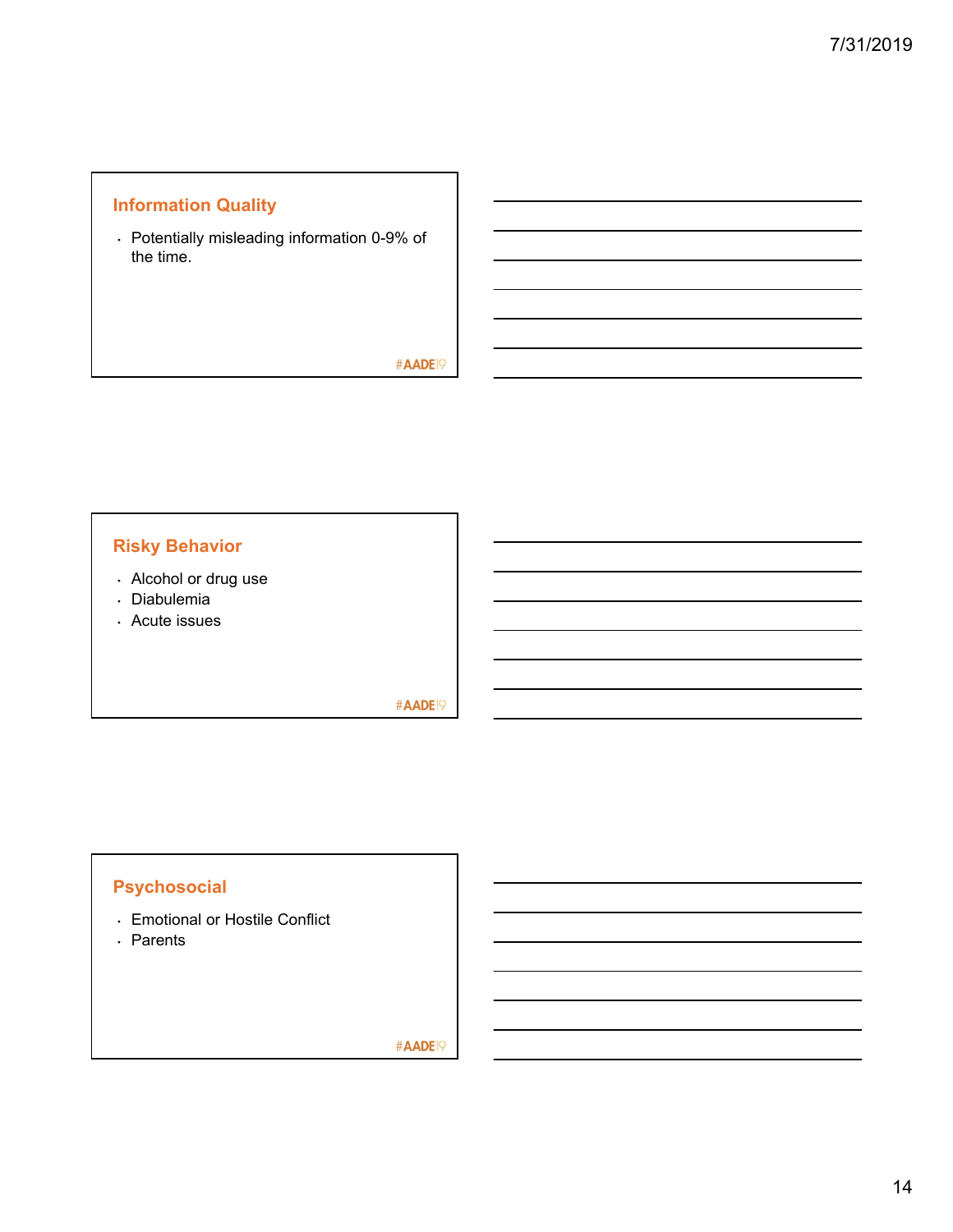## Information Quality

- Potentially misleading information 0-9% of the time.

## Risky Behavior

- Alcohol or drug use
- Diabulemia
- Acute issues

## Psychosocial

- Emotional or Hostile Conflict
- Parents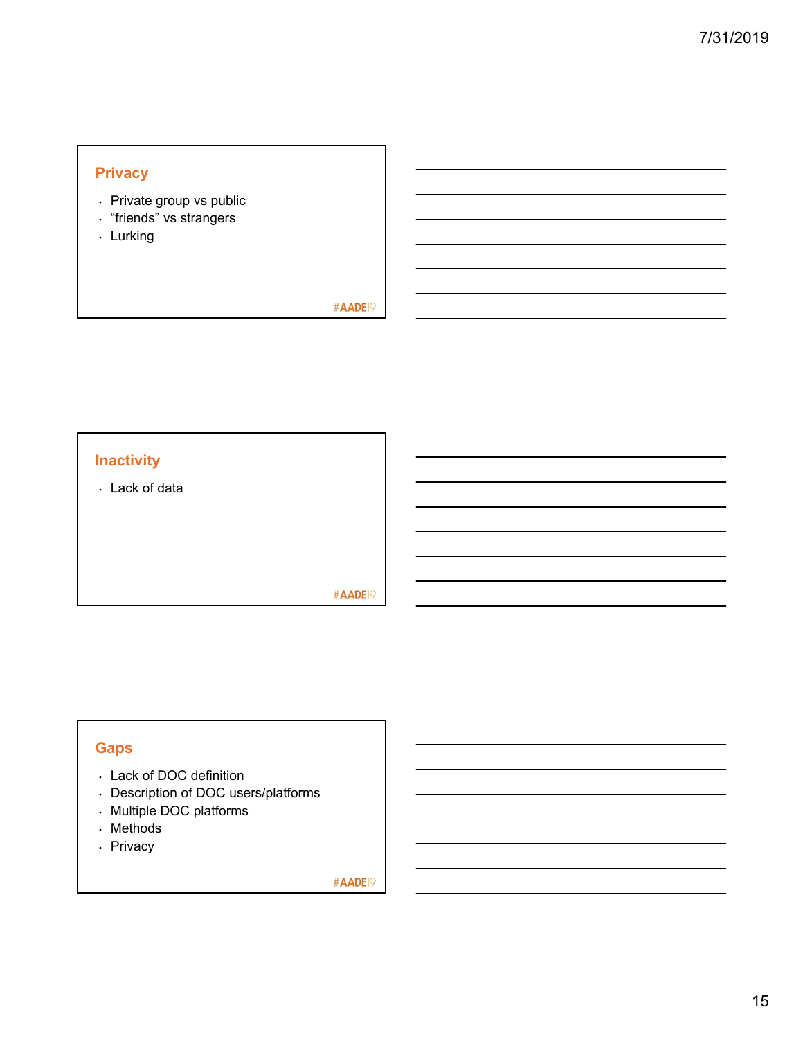## Privacy

- Private group vs public
- “friends” vs strangers
- Lurking

#AADE19

## Inactivity

- Lack of data

#AADE19

## Gaps

- Lack of DOC definition
- Description of DOC users/platforms
- Multiple DOC platforms
- Methods
- Privacy

#AADE19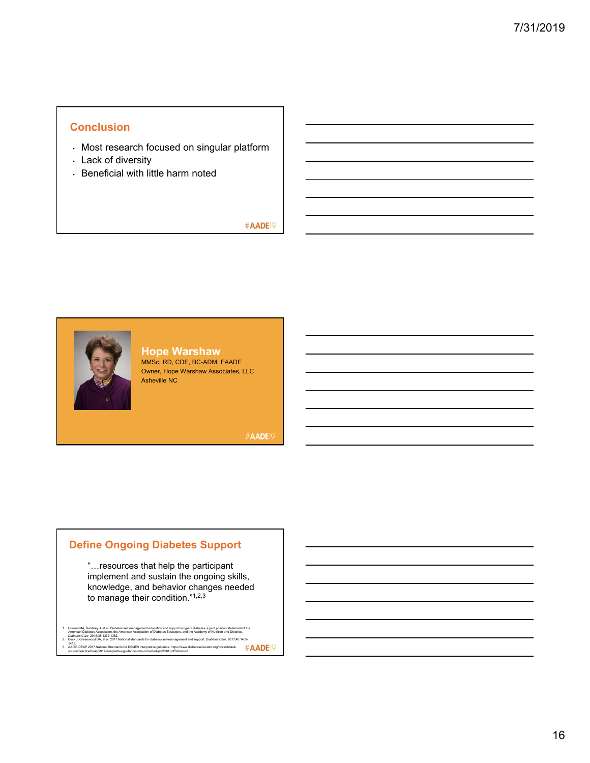## Conclusion

- Most research focused on singular platform
- Lack of diversity
- Beneficial with little harm noted

#AADE19

## Hope Warshaw

MMSc, RD, CDE, BC-ADM, FAADE
Owner, Hope Warshaw Associates, LLC
Asheville NC

#AADE19

## Define Ongoing Diabetes Support

"…resources that help the participant implement and sustain the ongoing skills, knowledge, and behavior changes needed to manage their condition."[1,2,3]

1. Powers MA, Bardsley J, et al. Diabetes self management education and support in type 2 diabetes: a joint position statement of the American Diabetes Association, the American Association of Diabetes Educators, and the Academy of Nutrition and Dietetics. *Diabetes Care*. 2015;38:1372-1382.
2. Beck J, Greenwood DA, et al. 2017 National standards for diabetes self-management and support. *Diabetes Care*. 2017;40:1409-1419.
3. AADE. DEAP 2017 National Standards for DSMES interpretive guidance. https://www.diabeteseducator.org/docs/default-source/practice/deap/2017-interpretive-guidance-cms-corrected-jan2018.pdf?sfvrsn=2

#AADE19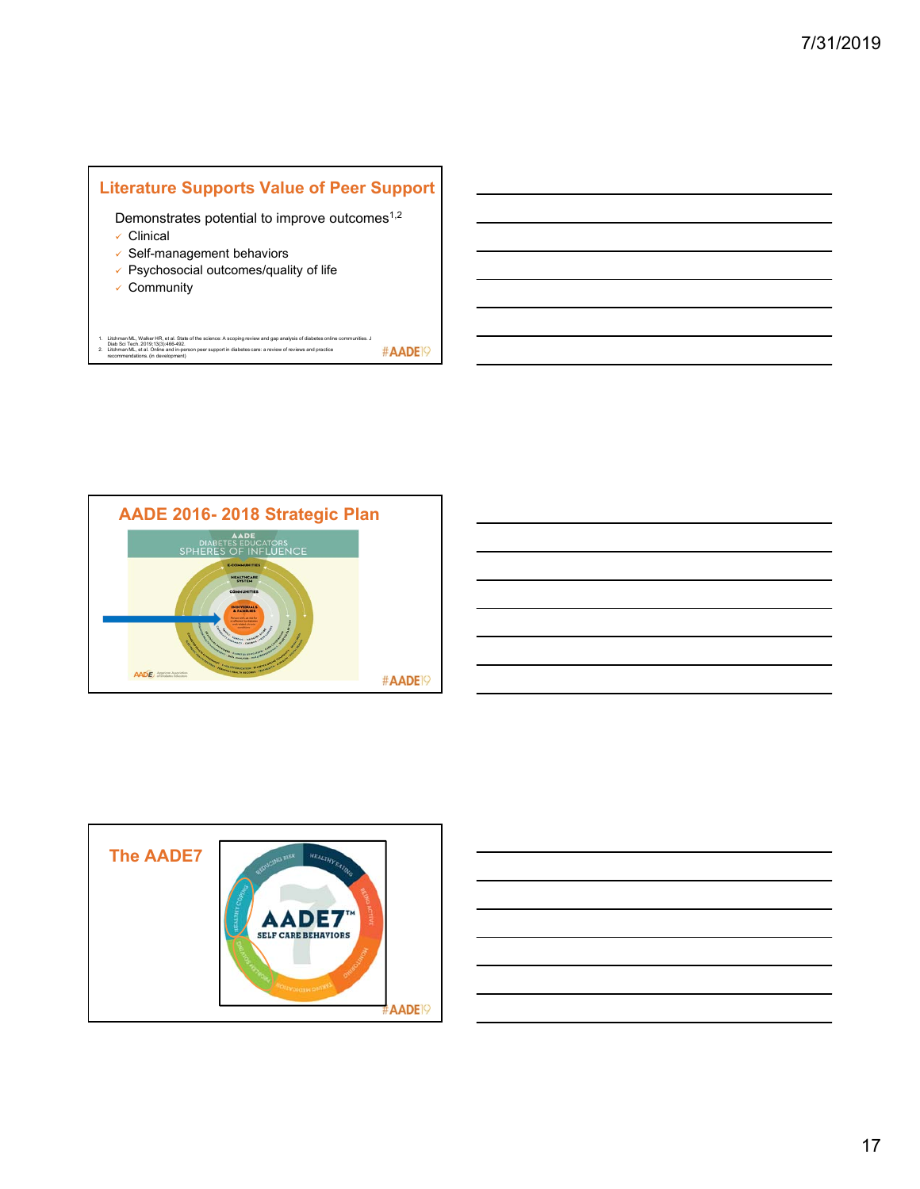## Literature Supports Value of Peer Support

Demonstrates potential to improve outcomes[1,2]

- ✓ Clinical
- ✓ Self-management behaviors
- ✓ Psychosocial outcomes/quality of life
- ✓ Community

1. Litchman ML, Walker HR, et al. State of the science: A scoping review and gap analysis of diabetes online communities. J Diab Sci Tech. 2019;13(3):466-492.
2. Litchman ML, et al. Online and in-person peer support in diabetes care: a review of reviews and practice recommendations. (in development)

#AADE19

## AADE 2016- 2018 Strategic Plan

AADE DIABETES EDUCATORS SPHERES OF INFLUENCE

E-COMMUNITIES

HEALTHCARE SYSTEM

COMMUNITIES

INDIVIDUALS & FAMILIES

#AADE19

## The AADE7

AADE7™ SELF CARE BEHAVIORS

HEALTHY EATING · BEING ACTIVE · MONITORING · TAKING MEDICATION · PROBLEM SOLVING · HEALTHY COPING · REDUCING RISK

#AADE19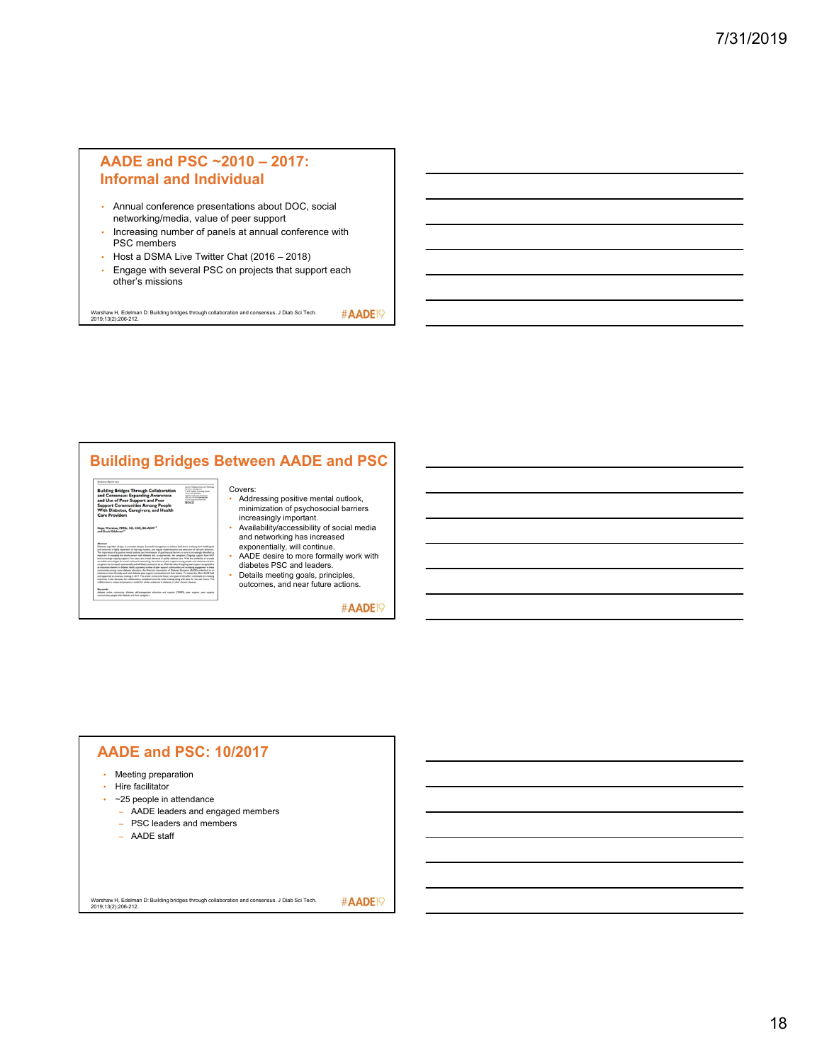## AADE and PSC ~2010 – 2017: Informal and Individual

- Annual conference presentations about DOC, social networking/media, value of peer support
- Increasing number of panels at annual conference with PSC members
- Host a DSMA Live Twitter Chat (2016 – 2018)
- Engage with several PSC on projects that support each other's missions

Warshaw H, Edelman D: Building bridges through collaboration and consensus. J Diab Sci Tech. 2019;13(2):206-212.

#AADE19

## Building Bridges Between AADE and PSC

Covers:

- Addressing positive mental outlook, minimization of psychosocial barriers increasingly important.
- Availability/accessibility of social media and networking has increased exponentially, will continue.
- AADE desire to more formally work with diabetes PSC and leaders.
- Details meeting goals, principles, outcomes, and near future actions.

#AADE19

## AADE and PSC: 10/2017

- Meeting preparation
- Hire facilitator
- ~25 people in attendance
  - AADE leaders and engaged members
  - PSC leaders and members
  - AADE staff

Warshaw H, Edelman D: Building bridges through collaboration and consensus. J Diab Sci Tech. 2019;13(2):206-212.

#AADE19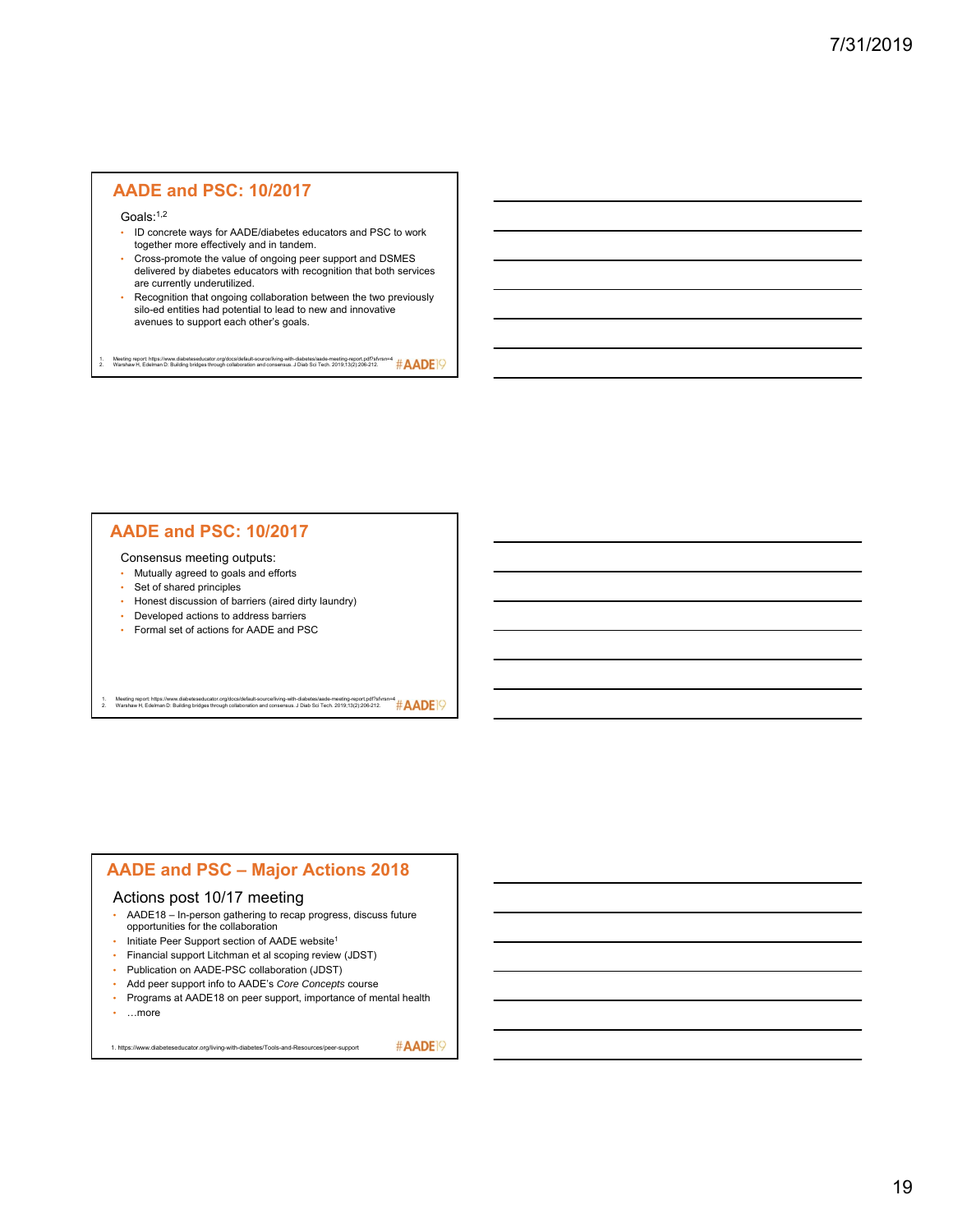## AADE and PSC: 10/2017

Goals:[1,2]

- ID concrete ways for AADE/diabetes educators and PSC to work together more effectively and in tandem.
- Cross-promote the value of ongoing peer support and DSMES delivered by diabetes educators with recognition that both services are currently underutilized.
- Recognition that ongoing collaboration between the two previously silo-ed entities had potential to lead to new and innovative avenues to support each other's goals.

1. Meeting report: https://www.diabeteseducator.org/docs/default-source/living-with-diabetes/aade-meeting-report.pdf?sfvrsn=4
2. Warshaw H, Edelman D: Building bridges through collaboration and consensus. J Diab Sci Tech. 2019;13(2):206-212.

#AADE19

## AADE and PSC: 10/2017

Consensus meeting outputs:

- Mutually agreed to goals and efforts
- Set of shared principles
- Honest discussion of barriers (aired dirty laundry)
- Developed actions to address barriers
- Formal set of actions for AADE and PSC

1. Meeting report: https://www.diabeteseducator.org/docs/default-source/living-with-diabetes/aade-meeting-report.pdf?sfvrsn=4
2. Warshaw H, Edelman D: Building bridges through collaboration and consensus. J Diab Sci Tech. 2019;13(2):206-212.

#AADE19

## AADE and PSC – Major Actions 2018

Actions post 10/17 meeting

- AADE18 – In-person gathering to recap progress, discuss future opportunities for the collaboration
- Initiate Peer Support section of AADE website[1]
- Financial support Litchman et al scoping review (JDST)
- Publication on AADE-PSC collaboration (JDST)
- Add peer support info to AADE's *Core Concepts* course
- Programs at AADE18 on peer support, importance of mental health
- …more

1. https://www.diabeteseducator.org/living-with-diabetes/Tools-and-Resources/peer-support

#AADE19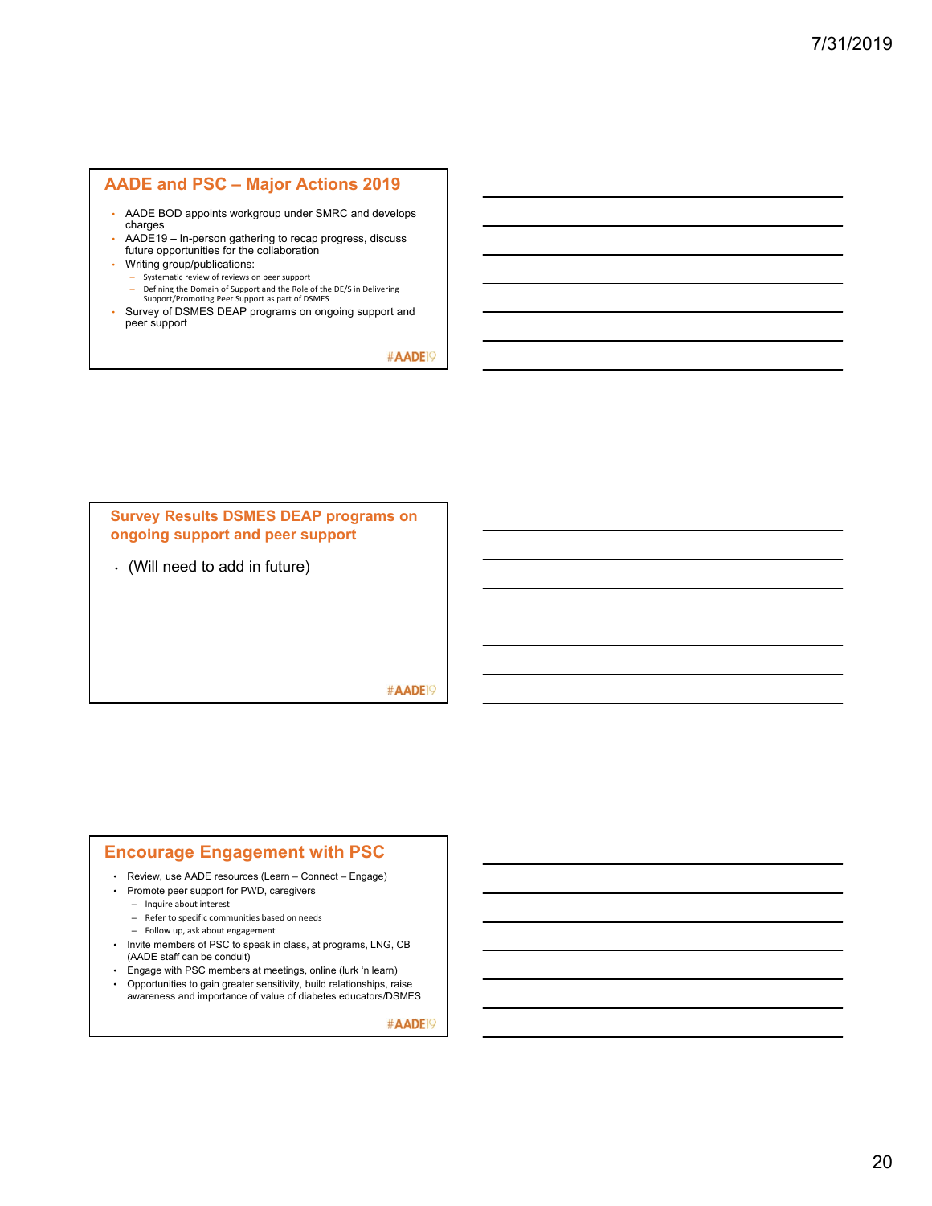## AADE and PSC – Major Actions 2019

- AADE BOD appoints workgroup under SMRC and develops charges
- AADE19 – In-person gathering to recap progress, discuss future opportunities for the collaboration
- Writing group/publications:
  - Systematic review of reviews on peer support
  - Defining the Domain of Support and the Role of the DE/S in Delivering Support/Promoting Peer Support as part of DSMES
- Survey of DSMES DEAP programs on ongoing support and peer support

#AADE19

## Survey Results DSMES DEAP programs on ongoing support and peer support

- (Will need to add in future)

#AADE19

## Encourage Engagement with PSC

- Review, use AADE resources (Learn – Connect – Engage)
- Promote peer support for PWD, caregivers
  - Inquire about interest
  - Refer to specific communities based on needs
  - Follow up, ask about engagement
- Invite members of PSC to speak in class, at programs, LNG, CB (AADE staff can be conduit)
- Engage with PSC members at meetings, online (lurk 'n learn)
- Opportunities to gain greater sensitivity, build relationships, raise awareness and importance of value of diabetes educators/DSMES

#AADE19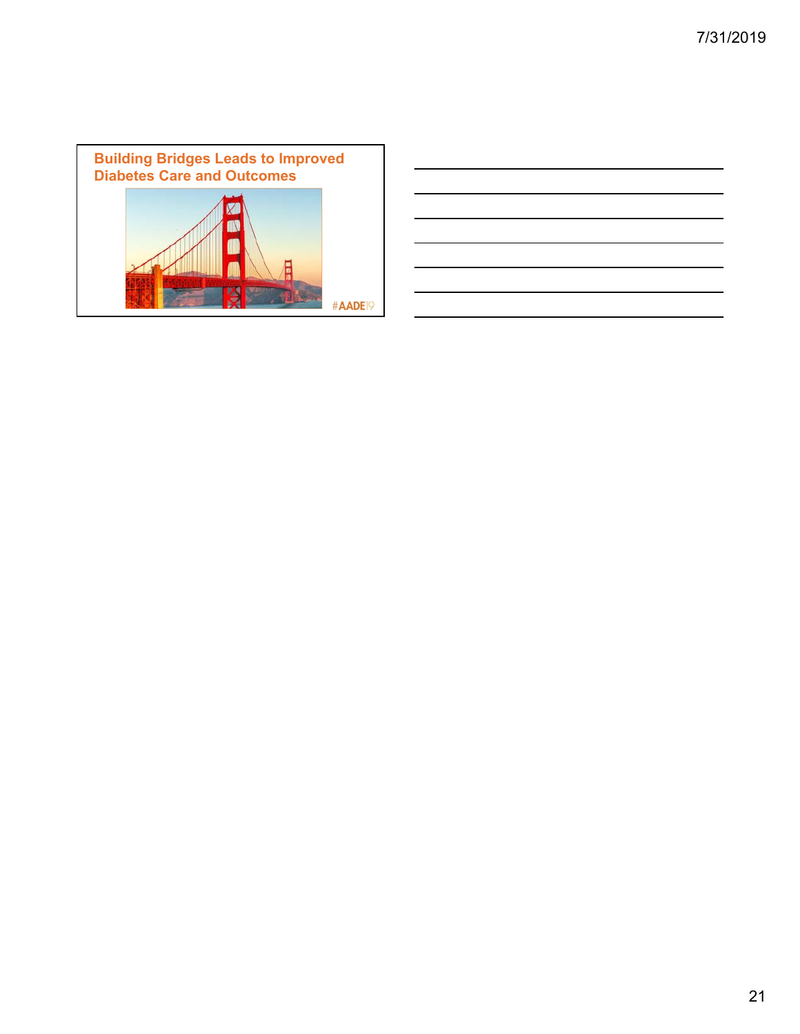**Building Bridges Leads to Improved Diabetes Care and Outcomes**

#AADE19